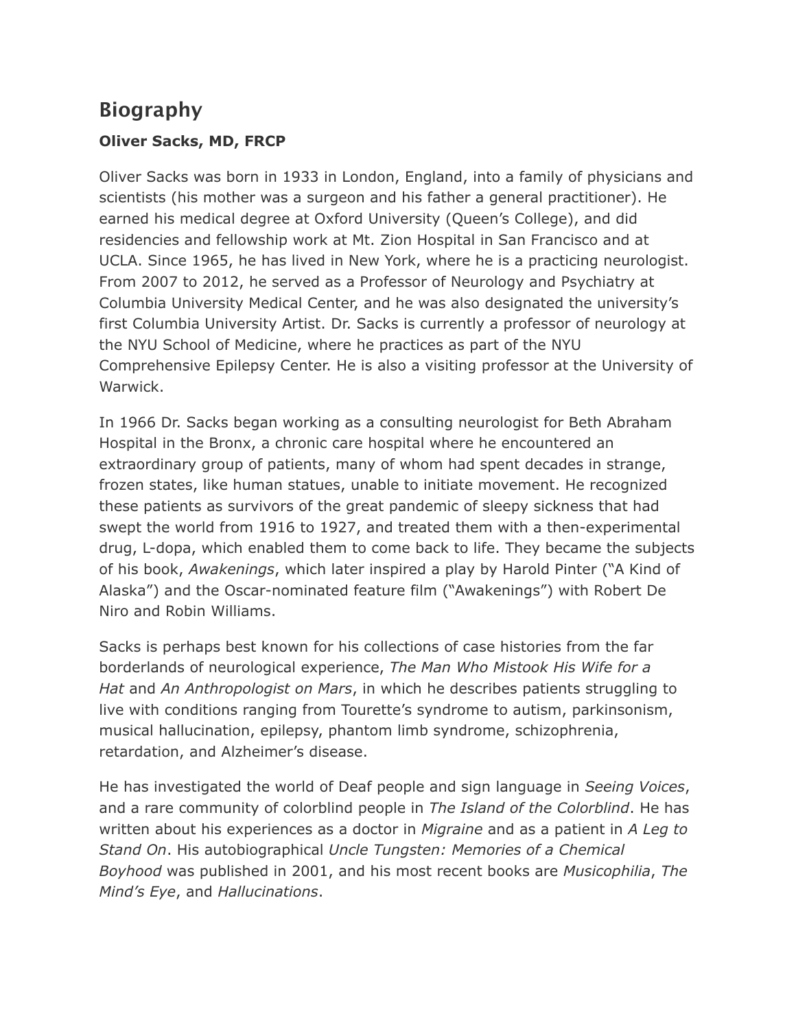## Biography

**Oliver Sacks, MD, FRCP**

Oliver Sacks was born in 1933 in London, England, into a family of physicians and scientists (his mother was a surgeon and his father a general practitioner). He earned his medical degree at Oxford University (Queen's College), and did residencies and fellowship work at Mt. Zion Hospital in San Francisco and at UCLA. Since 1965, he has lived in New York, where he is a practicing neurologist. From 2007 to 2012, he served as a Professor of Neurology and Psychiatry at Columbia University Medical Center, and he was also designated the university's first Columbia University Artist. Dr. Sacks is currently a professor of neurology at the NYU School of Medicine, where he practices as part of the NYU Comprehensive Epilepsy Center. He is also a visiting professor at the University of Warwick.

In 1966 Dr. Sacks began working as a consulting neurologist for Beth Abraham Hospital in the Bronx, a chronic care hospital where he encountered an extraordinary group of patients, many of whom had spent decades in strange, frozen states, like human statues, unable to initiate movement. He recognized these patients as survivors of the great pandemic of sleepy sickness that had swept the world from 1916 to 1927, and treated them with a then-experimental drug, L-dopa, which enabled them to come back to life. They became the subjects of his book, *Awakenings*, which later inspired a play by Harold Pinter ("A Kind of Alaska") and the Oscar-nominated feature film ("Awakenings") with Robert De Niro and Robin Williams.

Sacks is perhaps best known for his collections of case histories from the far borderlands of neurological experience, *The Man Who Mistook His Wife for a Hat* and *An Anthropologist on Mars*, in which he describes patients struggling to live with conditions ranging from Tourette's syndrome to autism, parkinsonism, musical hallucination, epilepsy, phantom limb syndrome, schizophrenia, retardation, and Alzheimer's disease.

He has investigated the world of Deaf people and sign language in *Seeing Voices*, and a rare community of colorblind people in *The Island of the Colorblind*. He has written about his experiences as a doctor in *Migraine* and as a patient in *A Leg to Stand On*. His autobiographical *Uncle Tungsten: Memories of a Chemical Boyhood* was published in 2001, and his most recent books are *Musicophilia*, *The Mind's Eye*, and *Hallucinations*.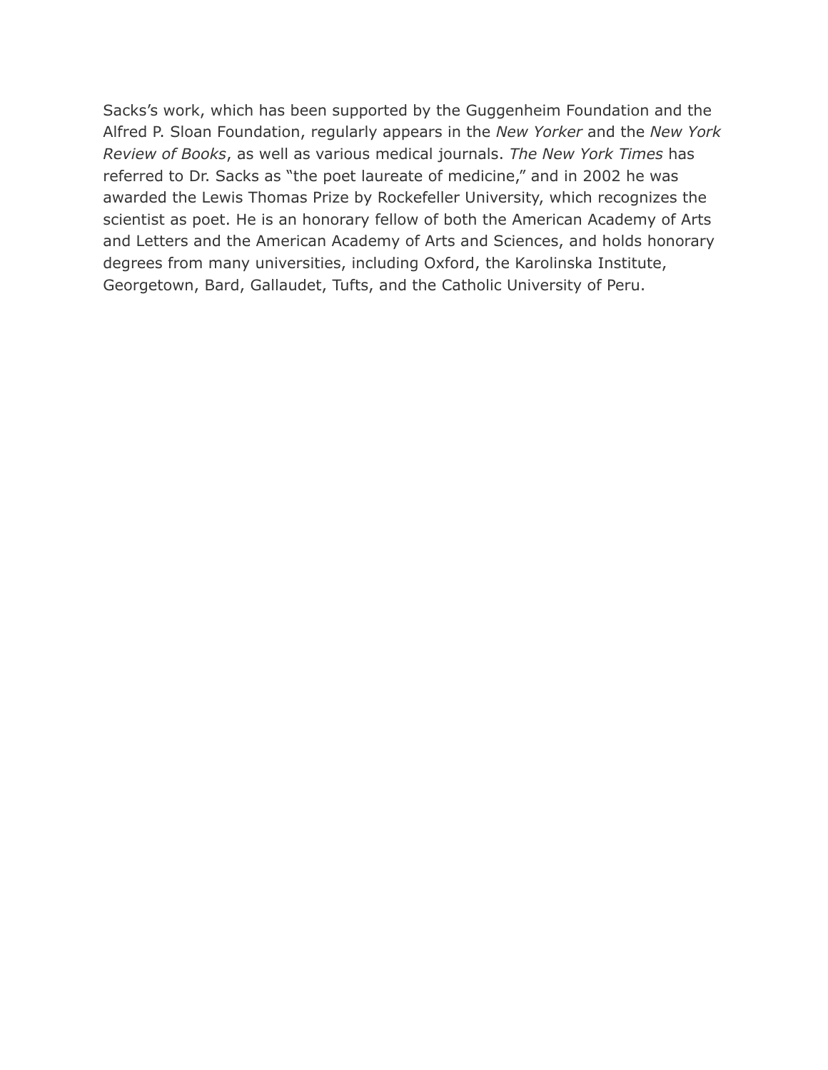Sacks's work, which has been supported by the Guggenheim Foundation and the Alfred P. Sloan Foundation, regularly appears in the *New Yorker* and the *New York Review of Books*, as well as various medical journals. *The New York Times* has referred to Dr. Sacks as "the poet laureate of medicine," and in 2002 he was awarded the Lewis Thomas Prize by Rockefeller University, which recognizes the scientist as poet. He is an honorary fellow of both the American Academy of Arts and Letters and the American Academy of Arts and Sciences, and holds honorary degrees from many universities, including Oxford, the Karolinska Institute, Georgetown, Bard, Gallaudet, Tufts, and the Catholic University of Peru.